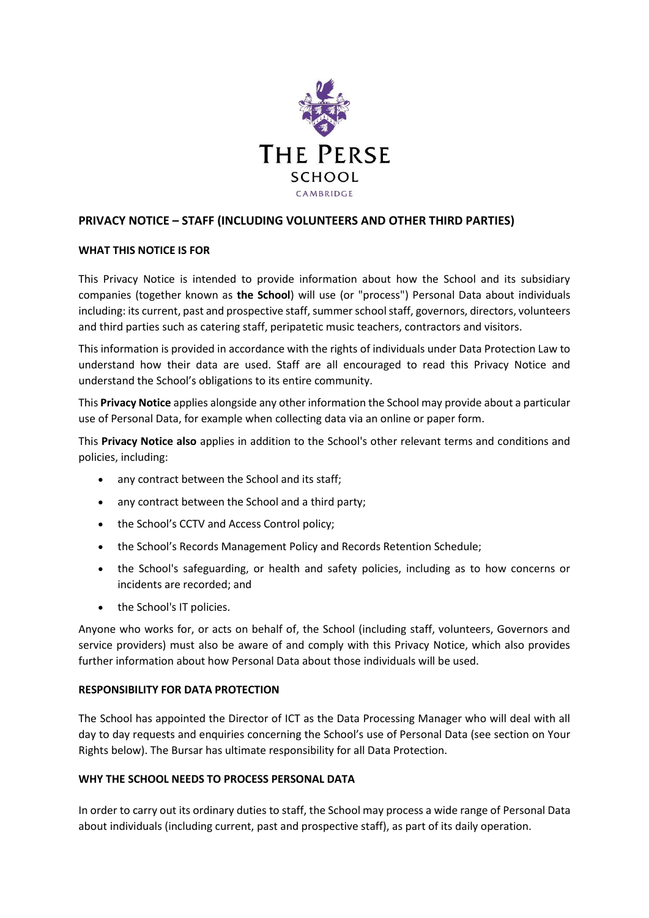THE PERSE

SCHOOL

CAMBRIDGE

## PRIVACY NOTICE – STAFF (INCLUDING VOLUNTEERS AND OTHER THIRD PARTIES)

### WHAT THIS NOTICE IS FOR

This Privacy Notice is intended to provide information about how the School and its subsidiary companies (together known as **the School**) will use (or "process") Personal Data about individuals including: its current, past and prospective staff, summer school staff, governors, directors, volunteers and third parties such as catering staff, peripatetic music teachers, contractors and visitors.

This information is provided in accordance with the rights of individuals under Data Protection Law to understand how their data are used. Staff are all encouraged to read this Privacy Notice and understand the School's obligations to its entire community.

This **Privacy Notice** applies alongside any other information the School may provide about a particular use of Personal Data, for example when collecting data via an online or paper form.

This **Privacy Notice also** applies in addition to the School's other relevant terms and conditions and policies, including:

- any contract between the School and its staff;
- any contract between the School and a third party;
- the School's CCTV and Access Control policy;
- the School's Records Management Policy and Records Retention Schedule;
- the School's safeguarding, or health and safety policies, including as to how concerns or incidents are recorded; and
- the School's IT policies.

Anyone who works for, or acts on behalf of, the School (including staff, volunteers, Governors and service providers) must also be aware of and comply with this Privacy Notice, which also provides further information about how Personal Data about those individuals will be used.

### RESPONSIBILITY FOR DATA PROTECTION

The School has appointed the Director of ICT as the Data Processing Manager who will deal with all day to day requests and enquiries concerning the School's use of Personal Data (see section on Your Rights below). The Bursar has ultimate responsibility for all Data Protection.

### WHY THE SCHOOL NEEDS TO PROCESS PERSONAL DATA

In order to carry out its ordinary duties to staff, the School may process a wide range of Personal Data about individuals (including current, past and prospective staff), as part of its daily operation.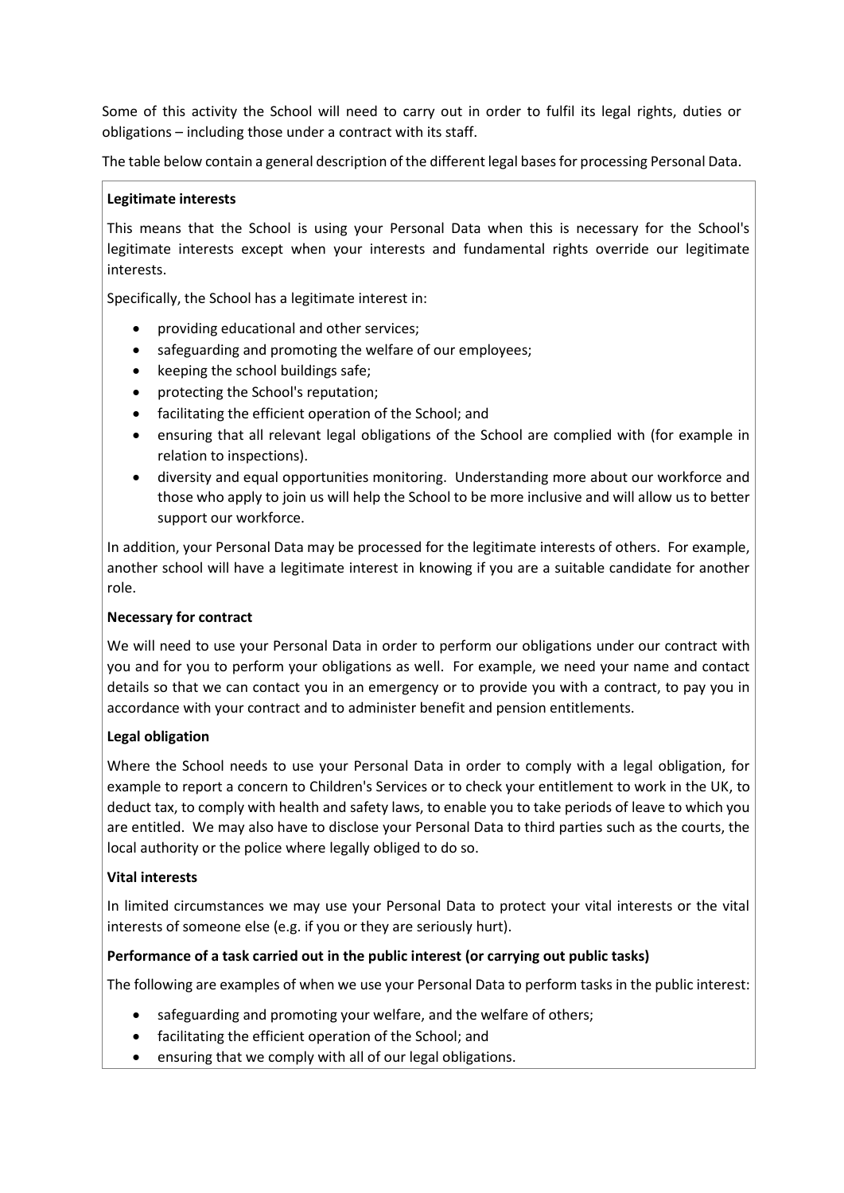Some of this activity the School will need to carry out in order to fulfil its legal rights, duties or obligations – including those under a contract with its staff.

The table below contain a general description of the different legal bases for processing Personal Data.

**Legitimate interests**

This means that the School is using your Personal Data when this is necessary for the School's legitimate interests except when your interests and fundamental rights override our legitimate interests.

Specifically, the School has a legitimate interest in:

- providing educational and other services;
- safeguarding and promoting the welfare of our employees;
- keeping the school buildings safe;
- protecting the School's reputation;
- facilitating the efficient operation of the School; and
- ensuring that all relevant legal obligations of the School are complied with (for example in relation to inspections).
- diversity and equal opportunities monitoring. Understanding more about our workforce and those who apply to join us will help the School to be more inclusive and will allow us to better support our workforce.

In addition, your Personal Data may be processed for the legitimate interests of others. For example, another school will have a legitimate interest in knowing if you are a suitable candidate for another role.

**Necessary for contract**

We will need to use your Personal Data in order to perform our obligations under our contract with you and for you to perform your obligations as well. For example, we need your name and contact details so that we can contact you in an emergency or to provide you with a contract, to pay you in accordance with your contract and to administer benefit and pension entitlements.

**Legal obligation**

Where the School needs to use your Personal Data in order to comply with a legal obligation, for example to report a concern to Children's Services or to check your entitlement to work in the UK, to deduct tax, to comply with health and safety laws, to enable you to take periods of leave to which you are entitled. We may also have to disclose your Personal Data to third parties such as the courts, the local authority or the police where legally obliged to do so.

**Vital interests**

In limited circumstances we may use your Personal Data to protect your vital interests or the vital interests of someone else (e.g. if you or they are seriously hurt).

**Performance of a task carried out in the public interest (or carrying out public tasks)**

The following are examples of when we use your Personal Data to perform tasks in the public interest:

- safeguarding and promoting your welfare, and the welfare of others;
- facilitating the efficient operation of the School; and
- ensuring that we comply with all of our legal obligations.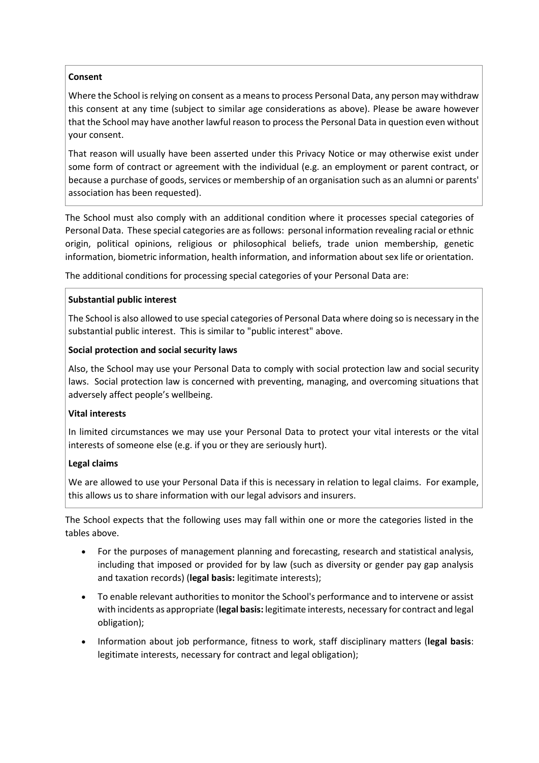**Consent**

Where the School is relying on consent as a means to process Personal Data, any person may withdraw this consent at any time (subject to similar age considerations as above). Please be aware however that the School may have another lawful reason to process the Personal Data in question even without your consent.

That reason will usually have been asserted under this Privacy Notice or may otherwise exist under some form of contract or agreement with the individual (e.g. an employment or parent contract, or because a purchase of goods, services or membership of an organisation such as an alumni or parents' association has been requested).

The School must also comply with an additional condition where it processes special categories of Personal Data. These special categories are as follows: personal information revealing racial or ethnic origin, political opinions, religious or philosophical beliefs, trade union membership, genetic information, biometric information, health information, and information about sex life or orientation.

The additional conditions for processing special categories of your Personal Data are:

**Substantial public interest**

The School is also allowed to use special categories of Personal Data where doing so is necessary in the substantial public interest. This is similar to "public interest" above.

**Social protection and social security laws**

Also, the School may use your Personal Data to comply with social protection law and social security laws. Social protection law is concerned with preventing, managing, and overcoming situations that adversely affect people's wellbeing.

**Vital interests**

In limited circumstances we may use your Personal Data to protect your vital interests or the vital interests of someone else (e.g. if you or they are seriously hurt).

**Legal claims**

We are allowed to use your Personal Data if this is necessary in relation to legal claims. For example, this allows us to share information with our legal advisors and insurers.

The School expects that the following uses may fall within one or more the categories listed in the tables above.

- For the purposes of management planning and forecasting, research and statistical analysis, including that imposed or provided for by law (such as diversity or gender pay gap analysis and taxation records) (**legal basis:** legitimate interests);
- To enable relevant authorities to monitor the School's performance and to intervene or assist with incidents as appropriate (**legal basis:** legitimate interests, necessary for contract and legal obligation);
- Information about job performance, fitness to work, staff disciplinary matters (**legal basis**: legitimate interests, necessary for contract and legal obligation);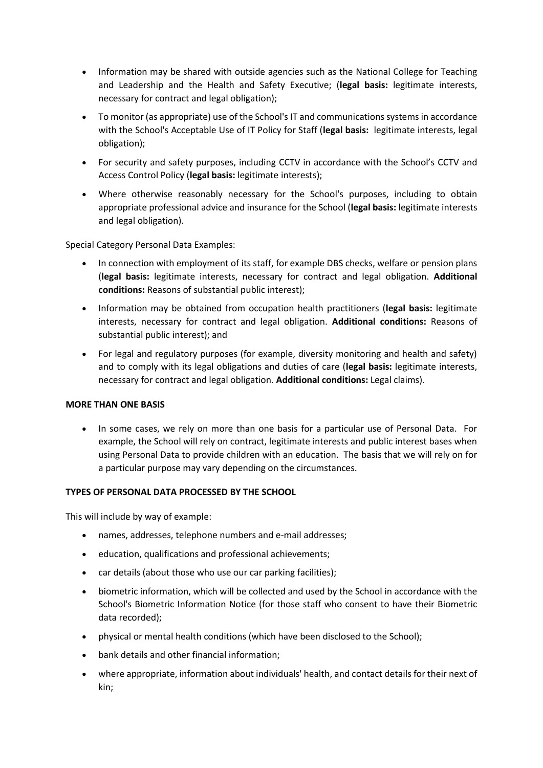- Information may be shared with outside agencies such as the National College for Teaching and Leadership and the Health and Safety Executive; (**legal basis:** legitimate interests, necessary for contract and legal obligation);
- To monitor (as appropriate) use of the School's IT and communications systems in accordance with the School's Acceptable Use of IT Policy for Staff (**legal basis:** legitimate interests, legal obligation);
- For security and safety purposes, including CCTV in accordance with the School's CCTV and Access Control Policy (**legal basis:** legitimate interests);
- Where otherwise reasonably necessary for the School's purposes, including to obtain appropriate professional advice and insurance for the School (**legal basis:** legitimate interests and legal obligation).

Special Category Personal Data Examples:

- In connection with employment of its staff, for example DBS checks, welfare or pension plans (**legal basis:** legitimate interests, necessary for contract and legal obligation. **Additional conditions:** Reasons of substantial public interest);
- Information may be obtained from occupation health practitioners (**legal basis:** legitimate interests, necessary for contract and legal obligation. **Additional conditions:** Reasons of substantial public interest); and
- For legal and regulatory purposes (for example, diversity monitoring and health and safety) and to comply with its legal obligations and duties of care (**legal basis:** legitimate interests, necessary for contract and legal obligation. **Additional conditions:** Legal claims).

**MORE THAN ONE BASIS**

- In some cases, we rely on more than one basis for a particular use of Personal Data. For example, the School will rely on contract, legitimate interests and public interest bases when using Personal Data to provide children with an education. The basis that we will rely on for a particular purpose may vary depending on the circumstances.

**TYPES OF PERSONAL DATA PROCESSED BY THE SCHOOL**

This will include by way of example:

- names, addresses, telephone numbers and e-mail addresses;
- education, qualifications and professional achievements;
- car details (about those who use our car parking facilities);
- biometric information, which will be collected and used by the School in accordance with the School's Biometric Information Notice (for those staff who consent to have their Biometric data recorded);
- physical or mental health conditions (which have been disclosed to the School);
- bank details and other financial information;
- where appropriate, information about individuals' health, and contact details for their next of kin;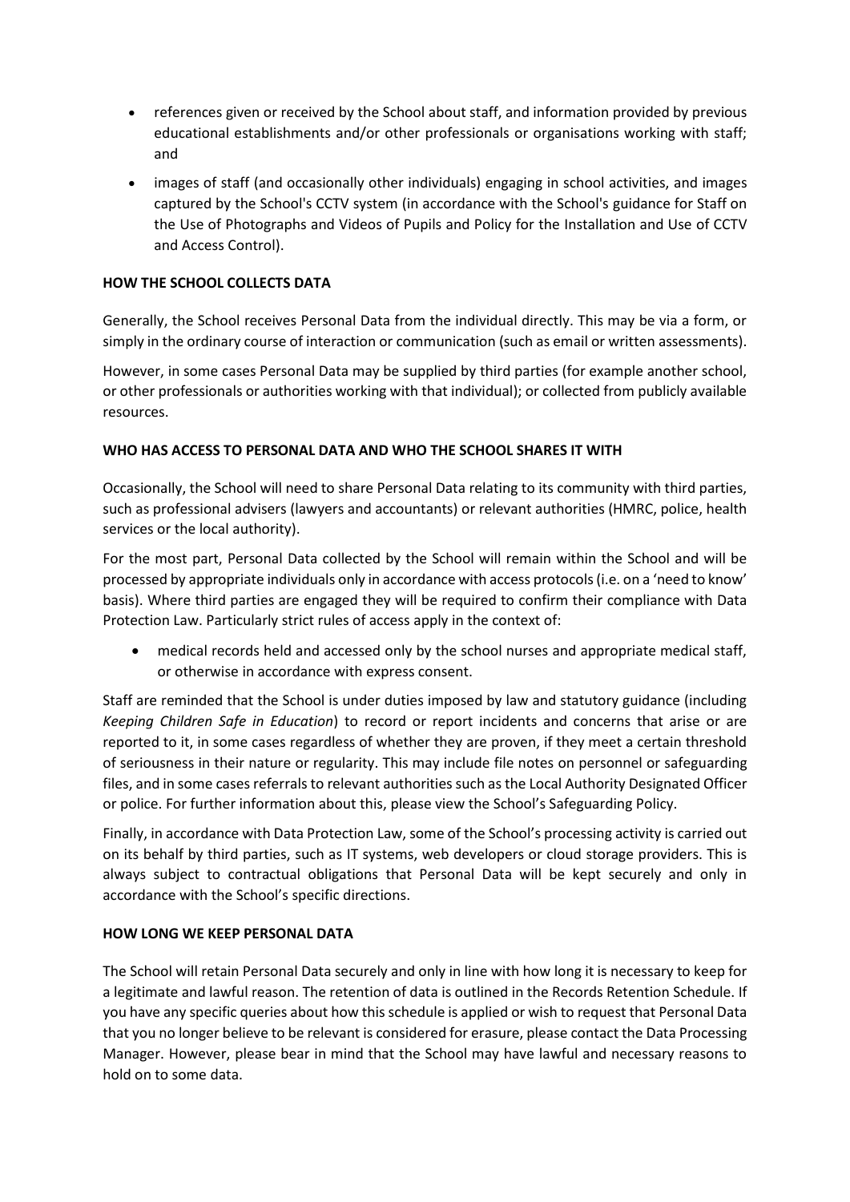- references given or received by the School about staff, and information provided by previous educational establishments and/or other professionals or organisations working with staff; and
- images of staff (and occasionally other individuals) engaging in school activities, and images captured by the School's CCTV system (in accordance with the School's guidance for Staff on the Use of Photographs and Videos of Pupils and Policy for the Installation and Use of CCTV and Access Control).

**HOW THE SCHOOL COLLECTS DATA**

Generally, the School receives Personal Data from the individual directly. This may be via a form, or simply in the ordinary course of interaction or communication (such as email or written assessments).

However, in some cases Personal Data may be supplied by third parties (for example another school, or other professionals or authorities working with that individual); or collected from publicly available resources.

**WHO HAS ACCESS TO PERSONAL DATA AND WHO THE SCHOOL SHARES IT WITH**

Occasionally, the School will need to share Personal Data relating to its community with third parties, such as professional advisers (lawyers and accountants) or relevant authorities (HMRC, police, health services or the local authority).

For the most part, Personal Data collected by the School will remain within the School and will be processed by appropriate individuals only in accordance with access protocols (i.e. on a 'need to know' basis). Where third parties are engaged they will be required to confirm their compliance with Data Protection Law. Particularly strict rules of access apply in the context of:

- medical records held and accessed only by the school nurses and appropriate medical staff, or otherwise in accordance with express consent.

Staff are reminded that the School is under duties imposed by law and statutory guidance (including *Keeping Children Safe in Education*) to record or report incidents and concerns that arise or are reported to it, in some cases regardless of whether they are proven, if they meet a certain threshold of seriousness in their nature or regularity. This may include file notes on personnel or safeguarding files, and in some cases referrals to relevant authorities such as the Local Authority Designated Officer or police. For further information about this, please view the School's Safeguarding Policy.

Finally, in accordance with Data Protection Law, some of the School's processing activity is carried out on its behalf by third parties, such as IT systems, web developers or cloud storage providers. This is always subject to contractual obligations that Personal Data will be kept securely and only in accordance with the School's specific directions.

**HOW LONG WE KEEP PERSONAL DATA**

The School will retain Personal Data securely and only in line with how long it is necessary to keep for a legitimate and lawful reason. The retention of data is outlined in the Records Retention Schedule. If you have any specific queries about how this schedule is applied or wish to request that Personal Data that you no longer believe to be relevant is considered for erasure, please contact the Data Processing Manager. However, please bear in mind that the School may have lawful and necessary reasons to hold on to some data.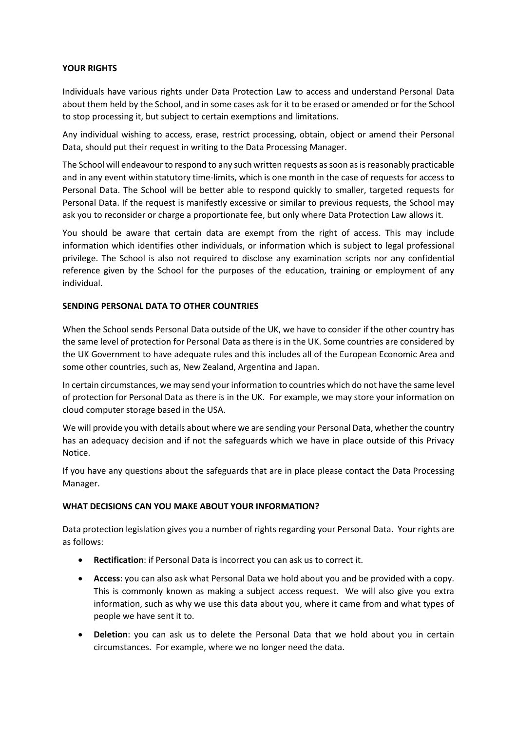**YOUR RIGHTS**

Individuals have various rights under Data Protection Law to access and understand Personal Data about them held by the School, and in some cases ask for it to be erased or amended or for the School to stop processing it, but subject to certain exemptions and limitations.

Any individual wishing to access, erase, restrict processing, obtain, object or amend their Personal Data, should put their request in writing to the Data Processing Manager.

The School will endeavour to respond to any such written requests as soon as is reasonably practicable and in any event within statutory time-limits, which is one month in the case of requests for access to Personal Data. The School will be better able to respond quickly to smaller, targeted requests for Personal Data. If the request is manifestly excessive or similar to previous requests, the School may ask you to reconsider or charge a proportionate fee, but only where Data Protection Law allows it.

You should be aware that certain data are exempt from the right of access. This may include information which identifies other individuals, or information which is subject to legal professional privilege. The School is also not required to disclose any examination scripts nor any confidential reference given by the School for the purposes of the education, training or employment of any individual.

**SENDING PERSONAL DATA TO OTHER COUNTRIES**

When the School sends Personal Data outside of the UK, we have to consider if the other country has the same level of protection for Personal Data as there is in the UK. Some countries are considered by the UK Government to have adequate rules and this includes all of the European Economic Area and some other countries, such as, New Zealand, Argentina and Japan.

In certain circumstances, we may send your information to countries which do not have the same level of protection for Personal Data as there is in the UK. For example, we may store your information on cloud computer storage based in the USA.

We will provide you with details about where we are sending your Personal Data, whether the country has an adequacy decision and if not the safeguards which we have in place outside of this Privacy Notice.

If you have any questions about the safeguards that are in place please contact the Data Processing Manager.

**WHAT DECISIONS CAN YOU MAKE ABOUT YOUR INFORMATION?**

Data protection legislation gives you a number of rights regarding your Personal Data. Your rights are as follows:

- **Rectification**: if Personal Data is incorrect you can ask us to correct it.
- **Access**: you can also ask what Personal Data we hold about you and be provided with a copy. This is commonly known as making a subject access request. We will also give you extra information, such as why we use this data about you, where it came from and what types of people we have sent it to.
- **Deletion**: you can ask us to delete the Personal Data that we hold about you in certain circumstances. For example, where we no longer need the data.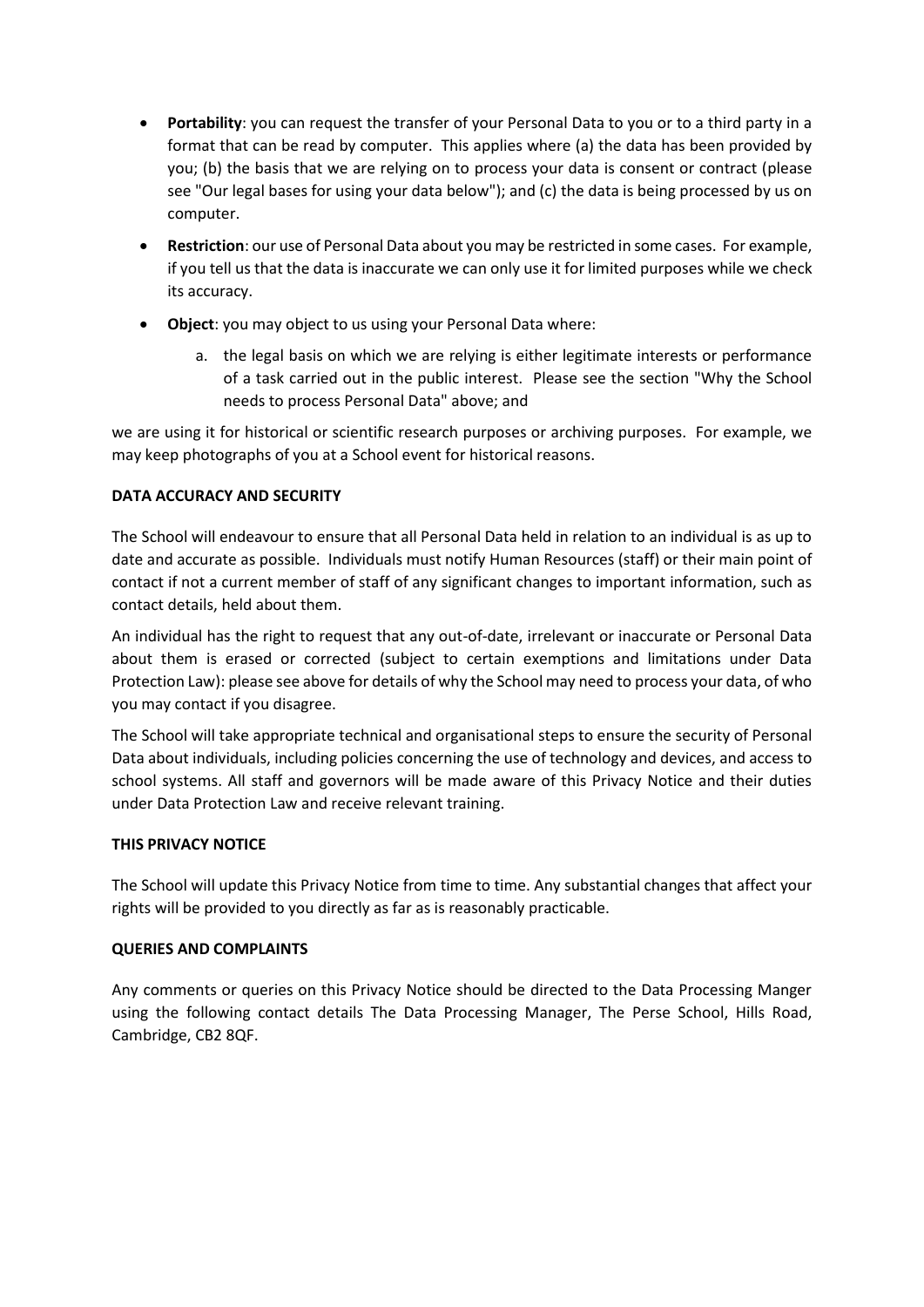- **Portability**: you can request the transfer of your Personal Data to you or to a third party in a format that can be read by computer. This applies where (a) the data has been provided by you; (b) the basis that we are relying on to process your data is consent or contract (please see "Our legal bases for using your data below"); and (c) the data is being processed by us on computer.
- **Restriction**: our use of Personal Data about you may be restricted in some cases. For example, if you tell us that the data is inaccurate we can only use it for limited purposes while we check its accuracy.
- **Object**: you may object to us using your Personal Data where:
    a. the legal basis on which we are relying is either legitimate interests or performance of a task carried out in the public interest. Please see the section "Why the School needs to process Personal Data" above; and

we are using it for historical or scientific research purposes or archiving purposes. For example, we may keep photographs of you at a School event for historical reasons.

**DATA ACCURACY AND SECURITY**

The School will endeavour to ensure that all Personal Data held in relation to an individual is as up to date and accurate as possible. Individuals must notify Human Resources (staff) or their main point of contact if not a current member of staff of any significant changes to important information, such as contact details, held about them.

An individual has the right to request that any out-of-date, irrelevant or inaccurate or Personal Data about them is erased or corrected (subject to certain exemptions and limitations under Data Protection Law): please see above for details of why the School may need to process your data, of who you may contact if you disagree.

The School will take appropriate technical and organisational steps to ensure the security of Personal Data about individuals, including policies concerning the use of technology and devices, and access to school systems. All staff and governors will be made aware of this Privacy Notice and their duties under Data Protection Law and receive relevant training.

**THIS PRIVACY NOTICE**

The School will update this Privacy Notice from time to time. Any substantial changes that affect your rights will be provided to you directly as far as is reasonably practicable.

**QUERIES AND COMPLAINTS**

Any comments or queries on this Privacy Notice should be directed to the Data Processing Manger using the following contact details The Data Processing Manager, The Perse School, Hills Road, Cambridge, CB2 8QF.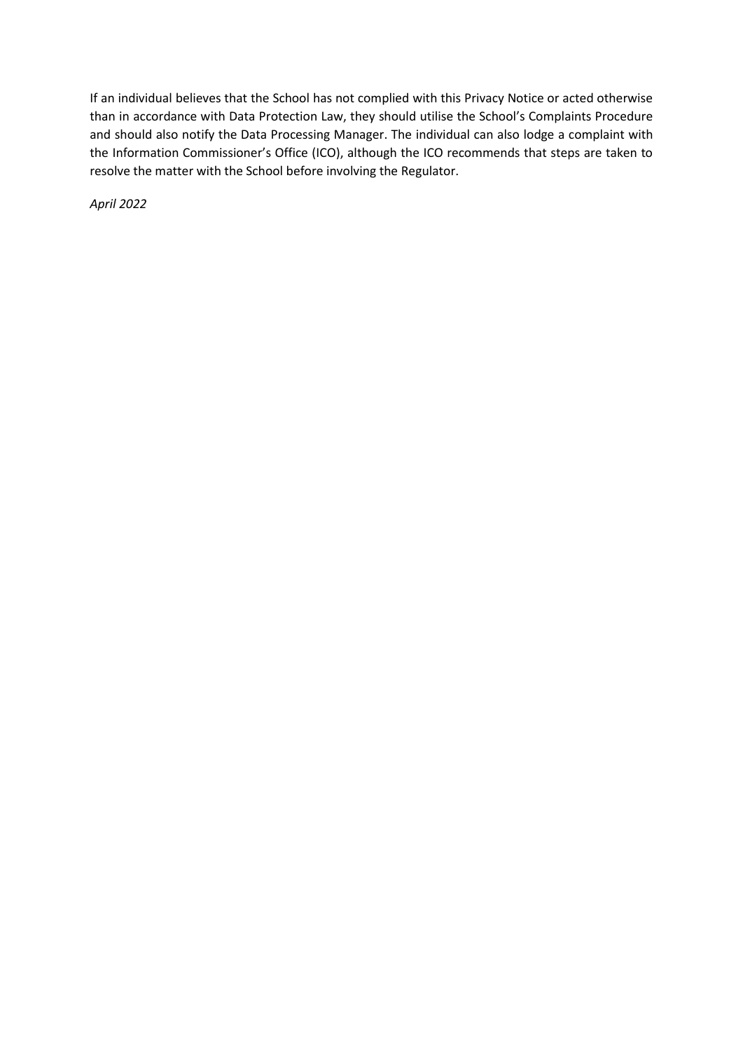If an individual believes that the School has not complied with this Privacy Notice or acted otherwise than in accordance with Data Protection Law, they should utilise the School's Complaints Procedure and should also notify the Data Processing Manager. The individual can also lodge a complaint with the Information Commissioner's Office (ICO), although the ICO recommends that steps are taken to resolve the matter with the School before involving the Regulator.

*April 2022*